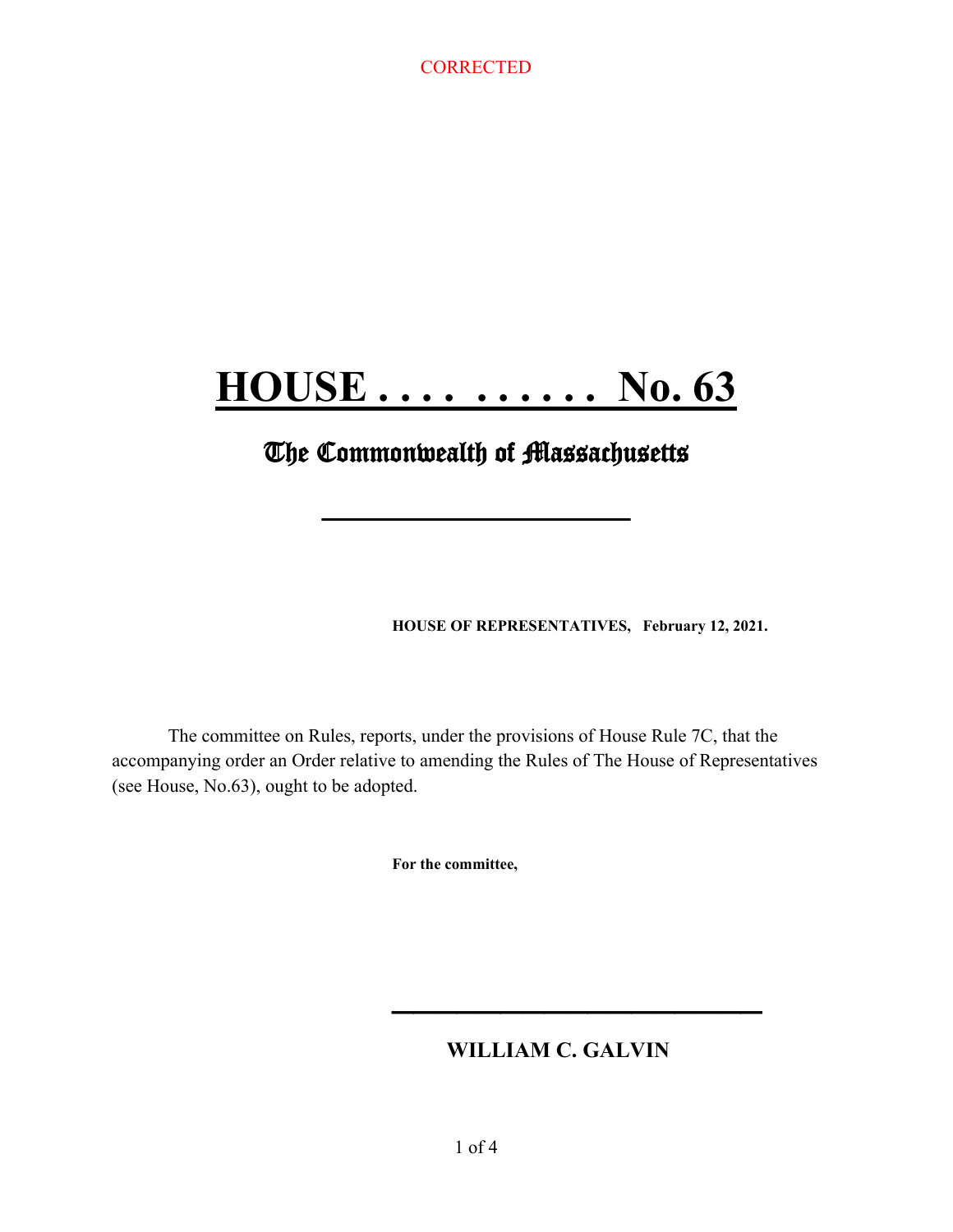CORRECTED

# HOUSE . . . . . . . . . . No. 63

## The Commonwealth of Massachusetts

---

**HOUSE OF REPRESENTATIVES, February 12, 2021.**

The committee on Rules, reports, under the provisions of House Rule 7C, that the accompanying order an Order relative to amending the Rules of The House of Representatives (see House, No.63), ought to be adopted.

**For the committee,**

---

**WILLIAM C. GALVIN**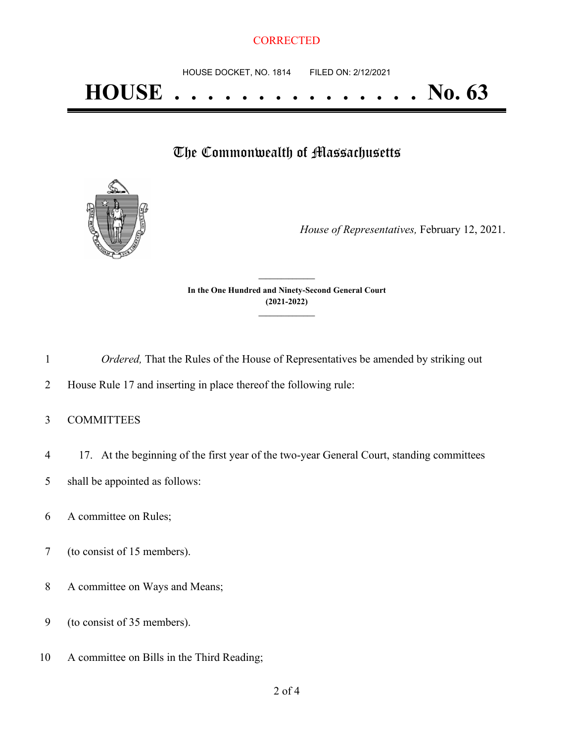CORRECTED

HOUSE DOCKET, NO. 1814 FILED ON: 2/12/2021

# HOUSE . . . . . . . . . . . . . . . No. 63

## The Commonwealth of Massachusetts

*House of Representatives,* February 12, 2021.

**In the One Hundred and Ninety-Second General Court (2021-2022)**

*Ordered,* That the Rules of the House of Representatives be amended by striking out House Rule 17 and inserting in place thereof the following rule:

COMMITTEES

17. At the beginning of the first year of the two-year General Court, standing committees shall be appointed as follows:

A committee on Rules;

(to consist of 15 members).

A committee on Ways and Means;

(to consist of 35 members).

A committee on Bills in the Third Reading;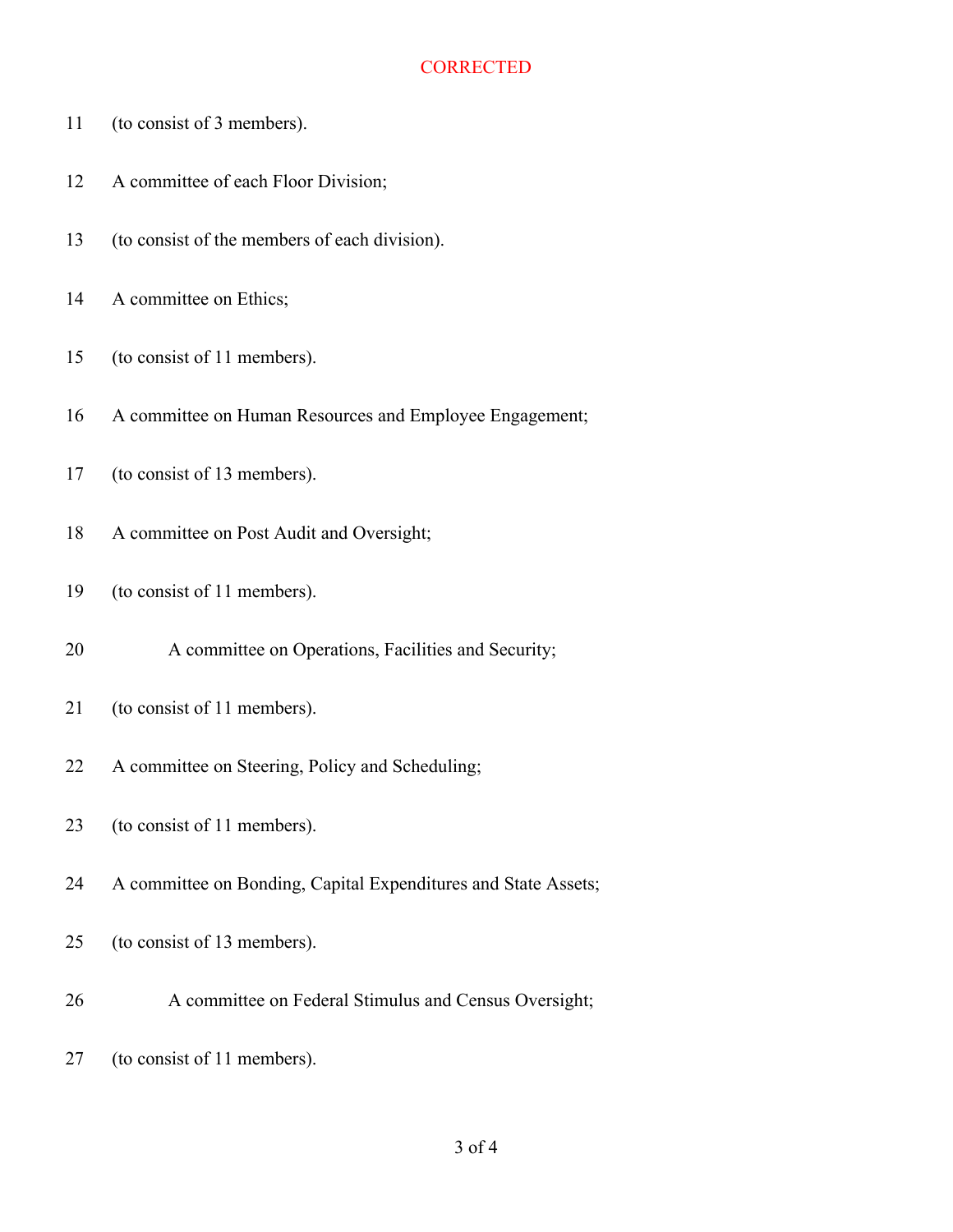CORRECTED

11 (to consist of 3 members).

12 A committee of each Floor Division;

13 (to consist of the members of each division).

14 A committee on Ethics;

15 (to consist of 11 members).

16 A committee on Human Resources and Employee Engagement;

17 (to consist of 13 members).

18 A committee on Post Audit and Oversight;

19 (to consist of 11 members).

20 A committee on Operations, Facilities and Security;

21 (to consist of 11 members).

22 A committee on Steering, Policy and Scheduling;

23 (to consist of 11 members).

24 A committee on Bonding, Capital Expenditures and State Assets;

25 (to consist of 13 members).

26 A committee on Federal Stimulus and Census Oversight;

27 (to consist of 11 members).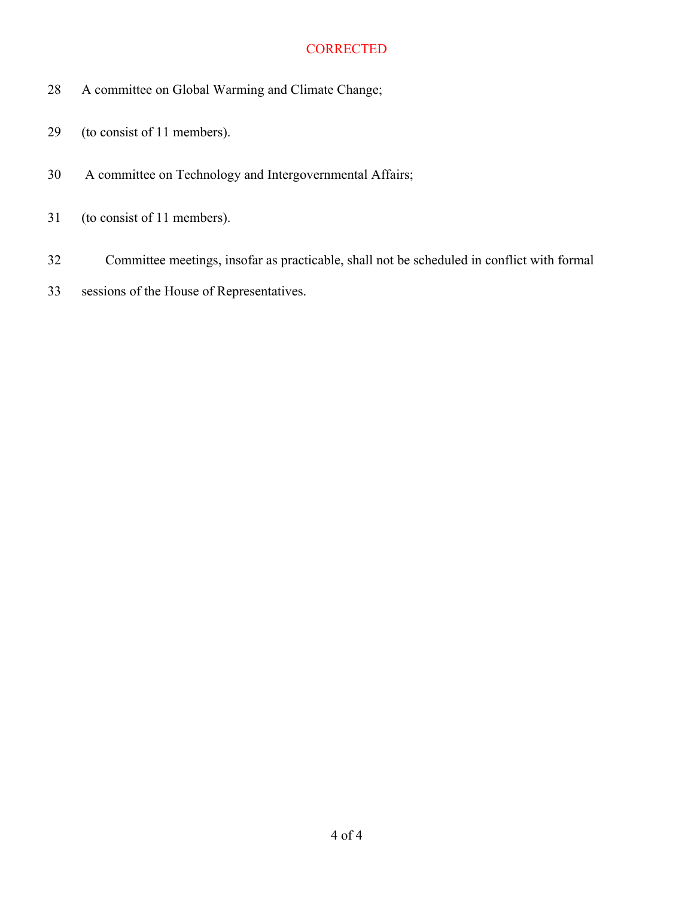CORRECTED

A committee on Global Warming and Climate Change;

(to consist of 11 members).

A committee on Technology and Intergovernmental Affairs;

(to consist of 11 members).

Committee meetings, insofar as practicable, shall not be scheduled in conflict with formal sessions of the House of Representatives.